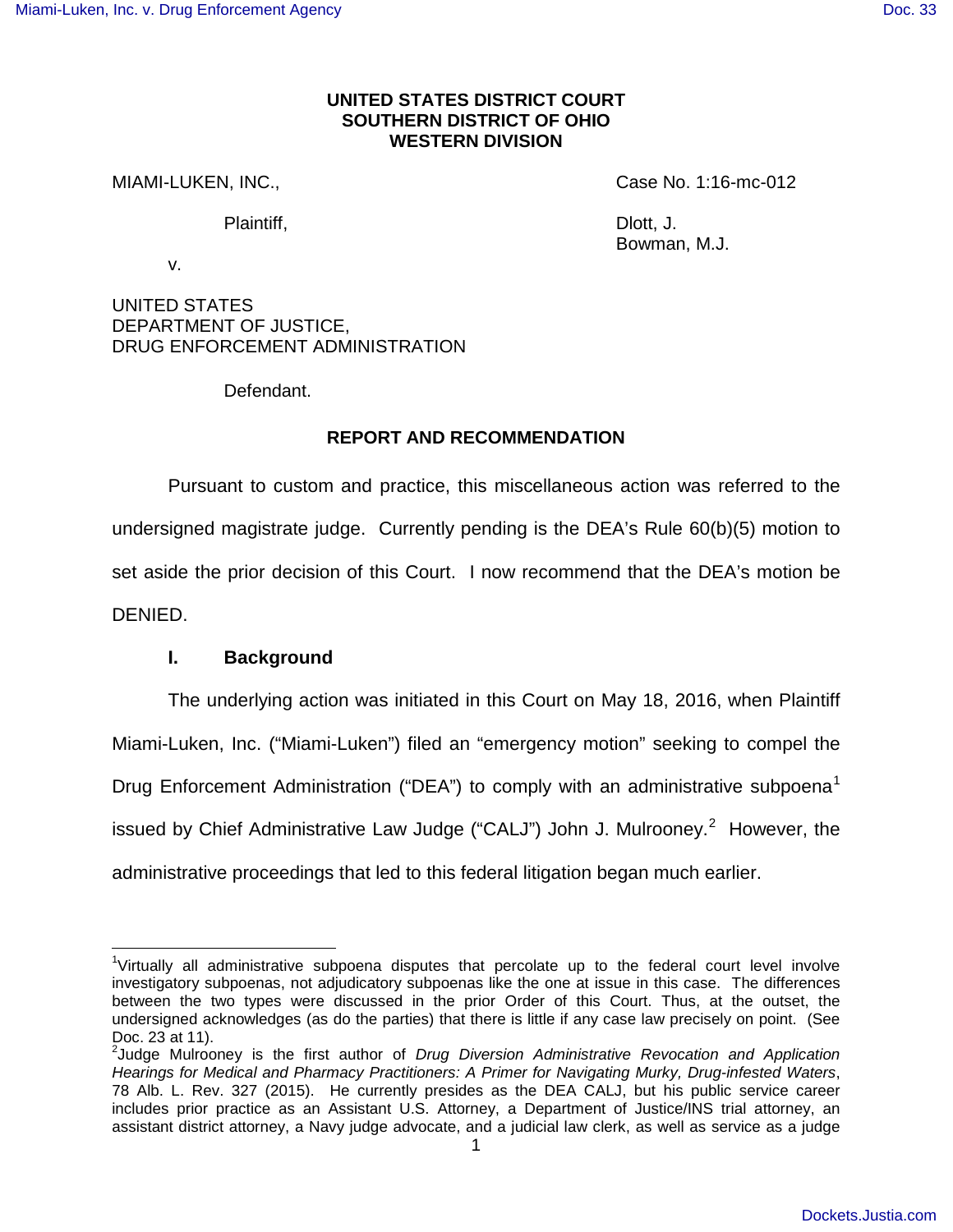**UNITED STATES DISTRICT COURT**
**SOUTHERN DISTRICT OF OHIO**
**WESTERN DIVISION**

MIAMI-LUKEN, INC.,

Plaintiff,

v.

UNITED STATES
DEPARTMENT OF JUSTICE,
DRUG ENFORCEMENT ADMINISTRATION

Defendant.

Case No. 1:16-mc-012

Dlott, J.
Bowman, M.J.

**REPORT AND RECOMMENDATION**

Pursuant to custom and practice, this miscellaneous action was referred to the undersigned magistrate judge. Currently pending is the DEA's Rule 60(b)(5) motion to set aside the prior decision of this Court. I now recommend that the DEA's motion be DENIED.

## I. Background

The underlying action was initiated in this Court on May 18, 2016, when Plaintiff Miami-Luken, Inc. ("Miami-Luken") filed an "emergency motion" seeking to compel the Drug Enforcement Administration ("DEA") to comply with an administrative subpoena[1] issued by Chief Administrative Law Judge ("CALJ") John J. Mulrooney.[2] However, the administrative proceedings that led to this federal litigation began much earlier.

---

[1]Virtually all administrative subpoena disputes that percolate up to the federal court level involve investigatory subpoenas, not adjudicatory subpoenas like the one at issue in this case. The differences between the two types were discussed in the prior Order of this Court. Thus, at the outset, the undersigned acknowledges (as do the parties) that there is little if any case law precisely on point. (See Doc. 23 at 11).

[2]Judge Mulrooney is the first author of *Drug Diversion Administrative Revocation and Application Hearings for Medical and Pharmacy Practitioners: A Primer for Navigating Murky, Drug-infested Waters*, 78 Alb. L. Rev. 327 (2015). He currently presides as the DEA CALJ, but his public service career includes prior practice as an Assistant U.S. Attorney, a Department of Justice/INS trial attorney, an assistant district attorney, a Navy judge advocate, and a judicial law clerk, as well as service as a judge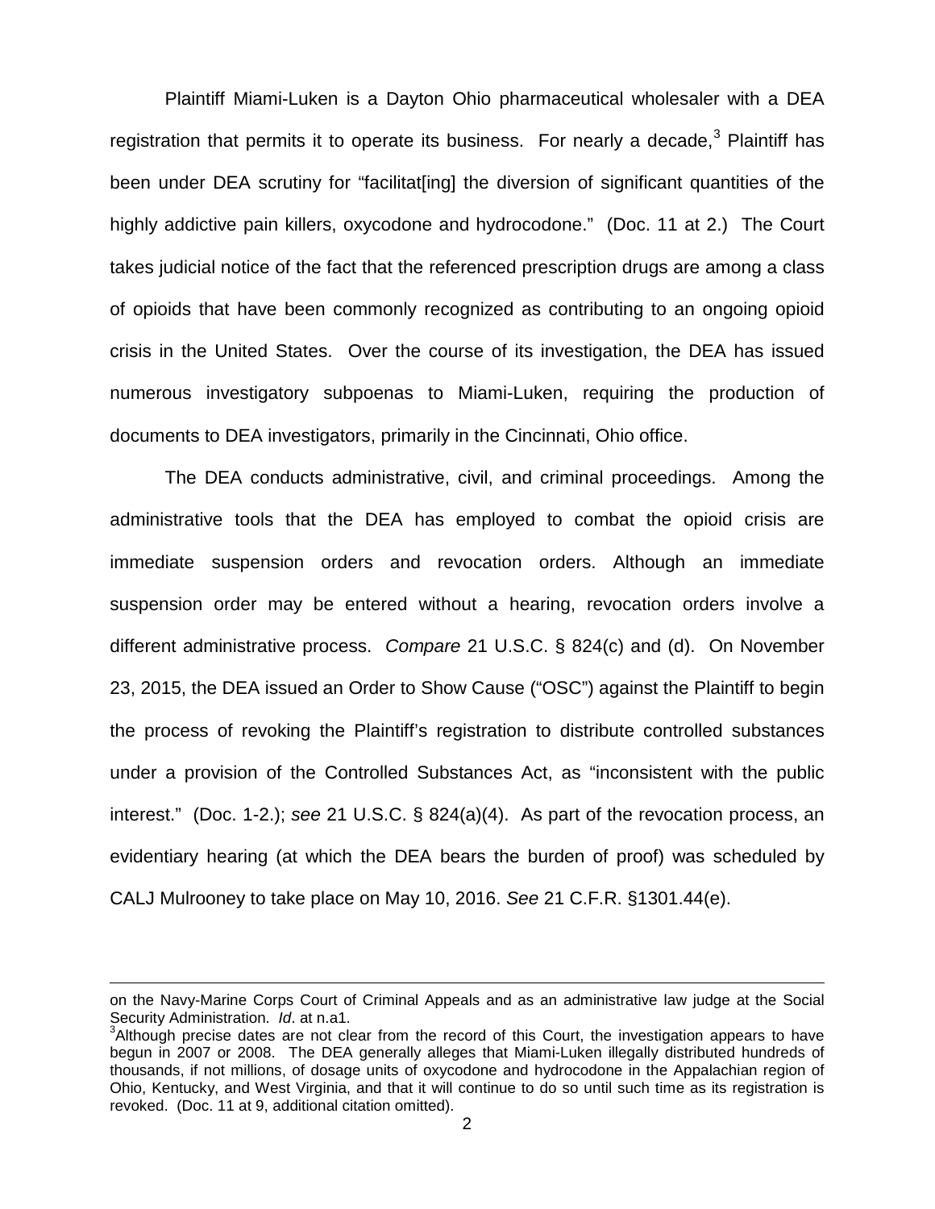Plaintiff Miami-Luken is a Dayton Ohio pharmaceutical wholesaler with a DEA registration that permits it to operate its business. For nearly a decade,[3] Plaintiff has been under DEA scrutiny for "facilitat[ing] the diversion of significant quantities of the highly addictive pain killers, oxycodone and hydrocodone." (Doc. 11 at 2.) The Court takes judicial notice of the fact that the referenced prescription drugs are among a class of opioids that have been commonly recognized as contributing to an ongoing opioid crisis in the United States. Over the course of its investigation, the DEA has issued numerous investigatory subpoenas to Miami-Luken, requiring the production of documents to DEA investigators, primarily in the Cincinnati, Ohio office.

The DEA conducts administrative, civil, and criminal proceedings. Among the administrative tools that the DEA has employed to combat the opioid crisis are immediate suspension orders and revocation orders. Although an immediate suspension order may be entered without a hearing, revocation orders involve a different administrative process. *Compare* 21 U.S.C. § 824(c) and (d). On November 23, 2015, the DEA issued an Order to Show Cause ("OSC") against the Plaintiff to begin the process of revoking the Plaintiff's registration to distribute controlled substances under a provision of the Controlled Substances Act, as "inconsistent with the public interest." (Doc. 1-2.); *see* 21 U.S.C. § 824(a)(4). As part of the revocation process, an evidentiary hearing (at which the DEA bears the burden of proof) was scheduled by CALJ Mulrooney to take place on May 10, 2016. *See* 21 C.F.R. §1301.44(e).

---

on the Navy-Marine Corps Court of Criminal Appeals and as an administrative law judge at the Social Security Administration. *Id*. at n.a1.

[3] Although precise dates are not clear from the record of this Court, the investigation appears to have begun in 2007 or 2008. The DEA generally alleges that Miami-Luken illegally distributed hundreds of thousands, if not millions, of dosage units of oxycodone and hydrocodone in the Appalachian region of Ohio, Kentucky, and West Virginia, and that it will continue to do so until such time as its registration is revoked. (Doc. 11 at 9, additional citation omitted).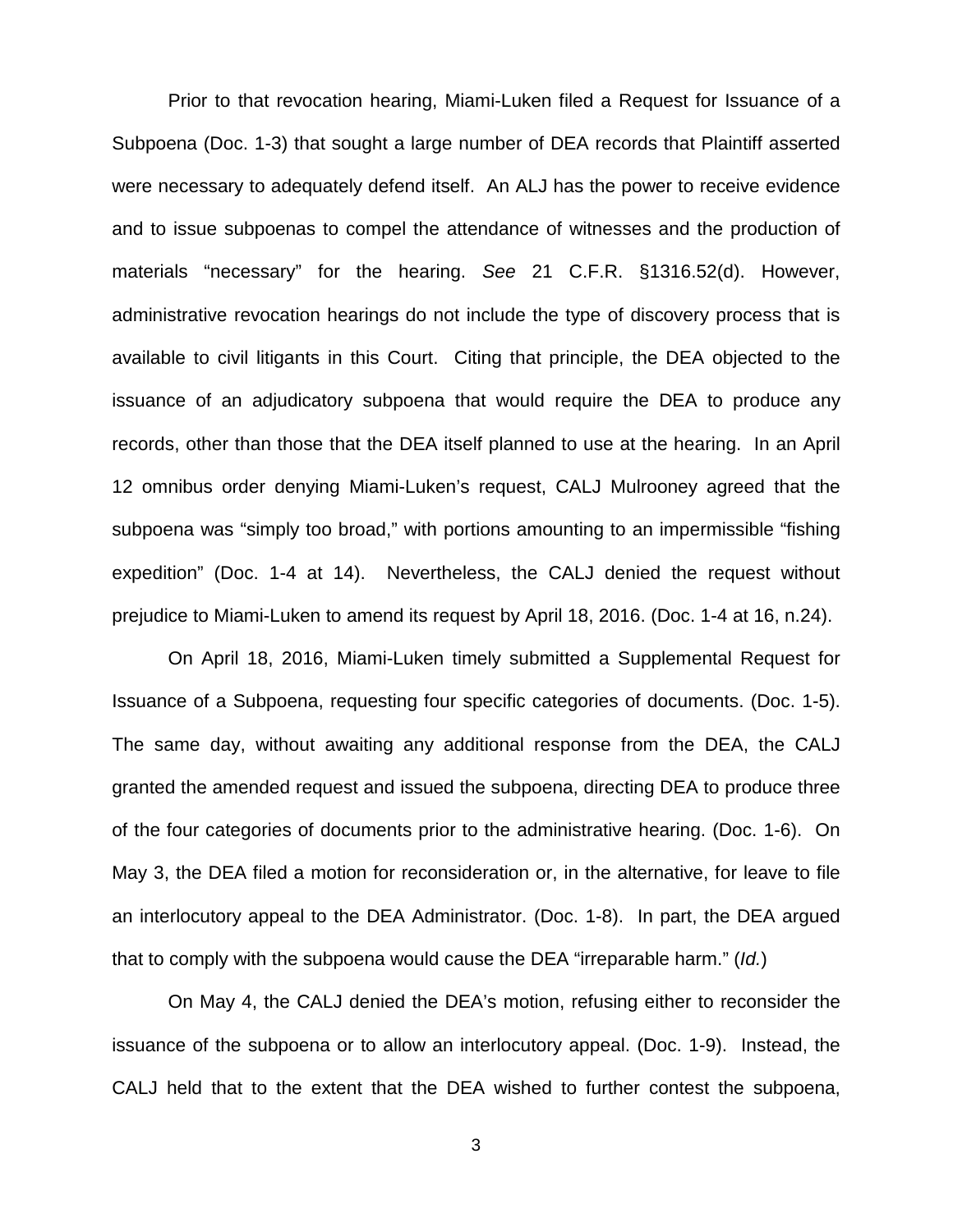Prior to that revocation hearing, Miami-Luken filed a Request for Issuance of a Subpoena (Doc. 1-3) that sought a large number of DEA records that Plaintiff asserted were necessary to adequately defend itself. An ALJ has the power to receive evidence and to issue subpoenas to compel the attendance of witnesses and the production of materials "necessary" for the hearing. *See* 21 C.F.R. §1316.52(d). However, administrative revocation hearings do not include the type of discovery process that is available to civil litigants in this Court. Citing that principle, the DEA objected to the issuance of an adjudicatory subpoena that would require the DEA to produce any records, other than those that the DEA itself planned to use at the hearing. In an April 12 omnibus order denying Miami-Luken's request, CALJ Mulrooney agreed that the subpoena was "simply too broad," with portions amounting to an impermissible "fishing expedition" (Doc. 1-4 at 14). Nevertheless, the CALJ denied the request without prejudice to Miami-Luken to amend its request by April 18, 2016. (Doc. 1-4 at 16, n.24).

On April 18, 2016, Miami-Luken timely submitted a Supplemental Request for Issuance of a Subpoena, requesting four specific categories of documents. (Doc. 1-5). The same day, without awaiting any additional response from the DEA, the CALJ granted the amended request and issued the subpoena, directing DEA to produce three of the four categories of documents prior to the administrative hearing. (Doc. 1-6). On May 3, the DEA filed a motion for reconsideration or, in the alternative, for leave to file an interlocutory appeal to the DEA Administrator. (Doc. 1-8). In part, the DEA argued that to comply with the subpoena would cause the DEA "irreparable harm." (*Id.*)

On May 4, the CALJ denied the DEA's motion, refusing either to reconsider the issuance of the subpoena or to allow an interlocutory appeal. (Doc. 1-9). Instead, the CALJ held that to the extent that the DEA wished to further contest the subpoena,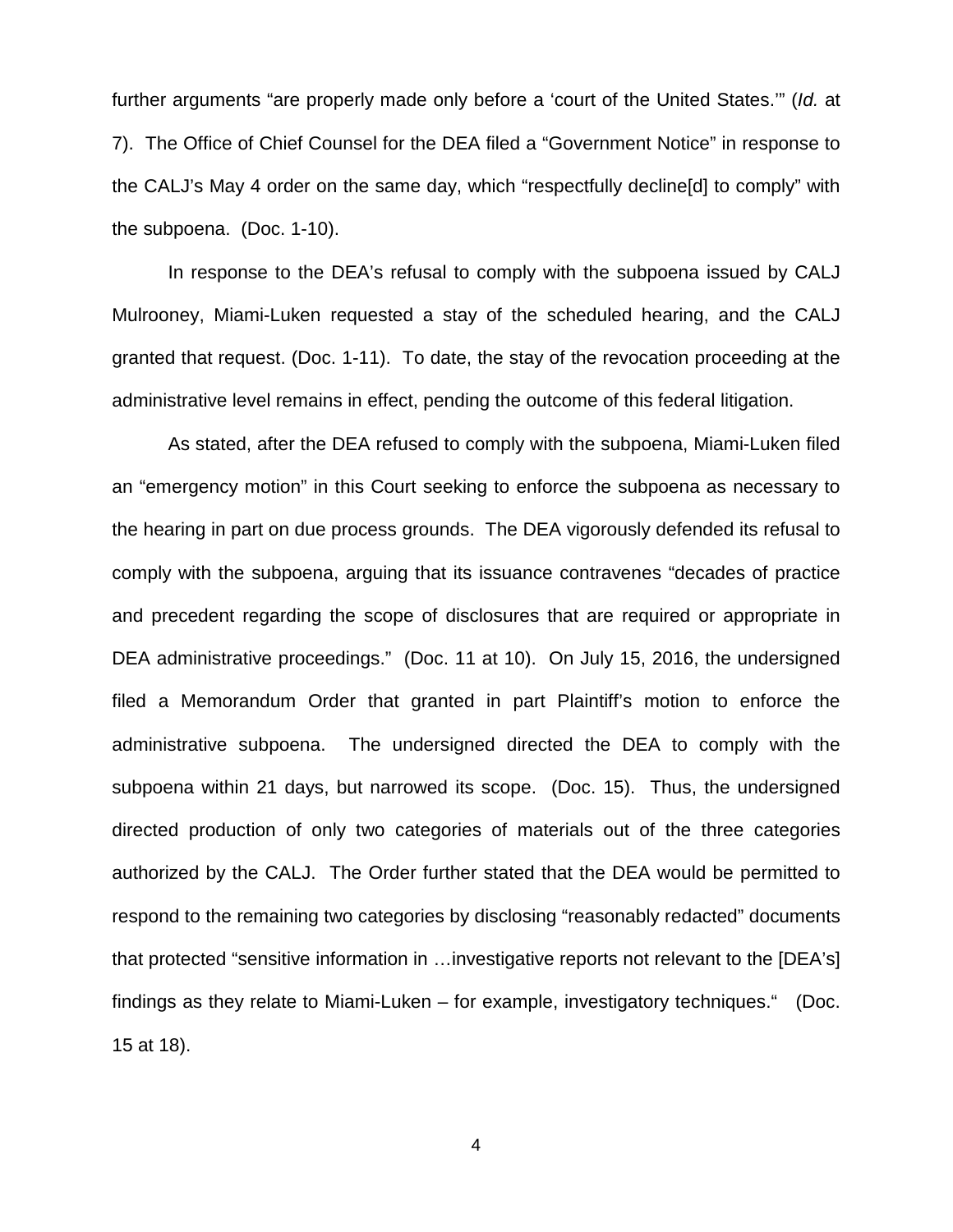further arguments "are properly made only before a 'court of the United States.'" (*Id.* at 7). The Office of Chief Counsel for the DEA filed a "Government Notice" in response to the CALJ's May 4 order on the same day, which "respectfully decline[d] to comply" with the subpoena. (Doc. 1-10).

In response to the DEA's refusal to comply with the subpoena issued by CALJ Mulrooney, Miami-Luken requested a stay of the scheduled hearing, and the CALJ granted that request. (Doc. 1-11). To date, the stay of the revocation proceeding at the administrative level remains in effect, pending the outcome of this federal litigation.

As stated, after the DEA refused to comply with the subpoena, Miami-Luken filed an "emergency motion" in this Court seeking to enforce the subpoena as necessary to the hearing in part on due process grounds. The DEA vigorously defended its refusal to comply with the subpoena, arguing that its issuance contravenes "decades of practice and precedent regarding the scope of disclosures that are required or appropriate in DEA administrative proceedings." (Doc. 11 at 10). On July 15, 2016, the undersigned filed a Memorandum Order that granted in part Plaintiff's motion to enforce the administrative subpoena. The undersigned directed the DEA to comply with the subpoena within 21 days, but narrowed its scope. (Doc. 15). Thus, the undersigned directed production of only two categories of materials out of the three categories authorized by the CALJ. The Order further stated that the DEA would be permitted to respond to the remaining two categories by disclosing "reasonably redacted" documents that protected "sensitive information in …investigative reports not relevant to the [DEA's] findings as they relate to Miami-Luken – for example, investigatory techniques." (Doc. 15 at 18).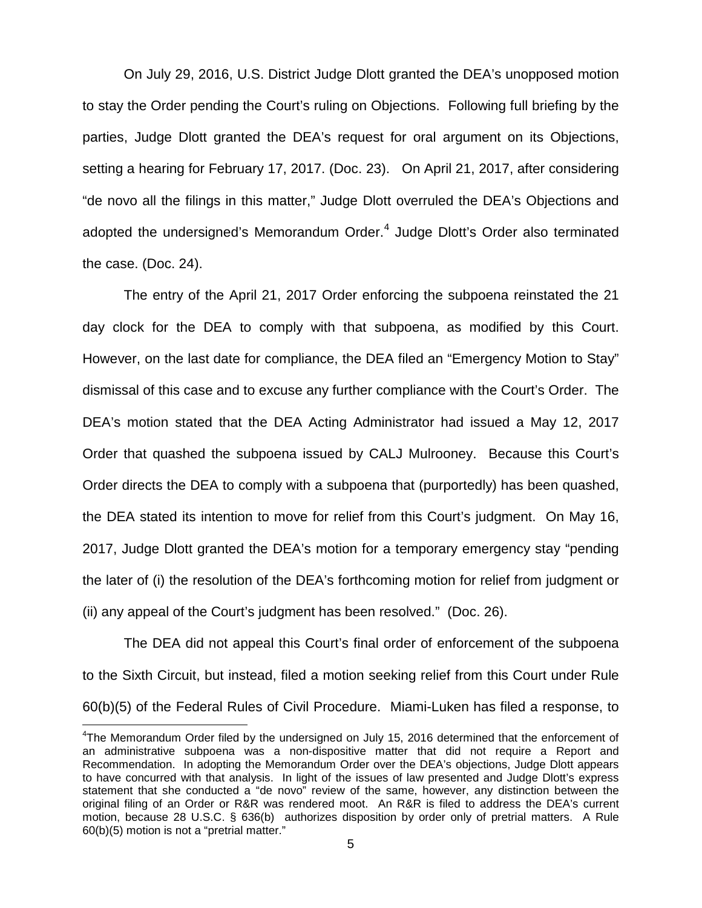On July 29, 2016, U.S. District Judge Dlott granted the DEA's unopposed motion to stay the Order pending the Court's ruling on Objections. Following full briefing by the parties, Judge Dlott granted the DEA's request for oral argument on its Objections, setting a hearing for February 17, 2017. (Doc. 23). On April 21, 2017, after considering "de novo all the filings in this matter," Judge Dlott overruled the DEA's Objections and adopted the undersigned's Memorandum Order.[4] Judge Dlott's Order also terminated the case. (Doc. 24).

The entry of the April 21, 2017 Order enforcing the subpoena reinstated the 21 day clock for the DEA to comply with that subpoena, as modified by this Court. However, on the last date for compliance, the DEA filed an "Emergency Motion to Stay" dismissal of this case and to excuse any further compliance with the Court's Order. The DEA's motion stated that the DEA Acting Administrator had issued a May 12, 2017 Order that quashed the subpoena issued by CALJ Mulrooney. Because this Court's Order directs the DEA to comply with a subpoena that (purportedly) has been quashed, the DEA stated its intention to move for relief from this Court's judgment. On May 16, 2017, Judge Dlott granted the DEA's motion for a temporary emergency stay "pending the later of (i) the resolution of the DEA's forthcoming motion for relief from judgment or (ii) any appeal of the Court's judgment has been resolved." (Doc. 26).

The DEA did not appeal this Court's final order of enforcement of the subpoena to the Sixth Circuit, but instead, filed a motion seeking relief from this Court under Rule 60(b)(5) of the Federal Rules of Civil Procedure. Miami-Luken has filed a response, to

[4]The Memorandum Order filed by the undersigned on July 15, 2016 determined that the enforcement of an administrative subpoena was a non-dispositive matter that did not require a Report and Recommendation. In adopting the Memorandum Order over the DEA's objections, Judge Dlott appears to have concurred with that analysis. In light of the issues of law presented and Judge Dlott's express statement that she conducted a "de novo" review of the same, however, any distinction between the original filing of an Order or R&R was rendered moot. An R&R is filed to address the DEA's current motion, because 28 U.S.C. § 636(b) authorizes disposition by order only of pretrial matters. A Rule 60(b)(5) motion is not a "pretrial matter."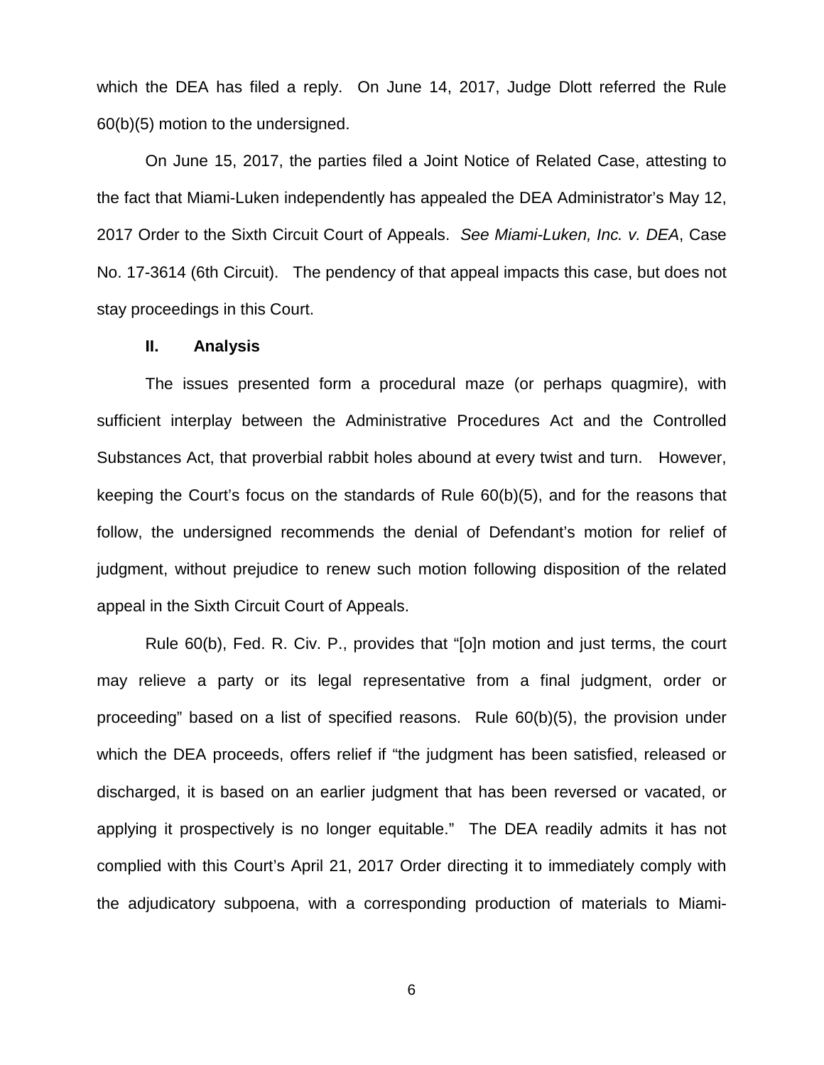which the DEA has filed a reply. On June 14, 2017, Judge Dlott referred the Rule 60(b)(5) motion to the undersigned.

On June 15, 2017, the parties filed a Joint Notice of Related Case, attesting to the fact that Miami-Luken independently has appealed the DEA Administrator's May 12, 2017 Order to the Sixth Circuit Court of Appeals. *See Miami-Luken, Inc. v. DEA*, Case No. 17-3614 (6th Circuit). The pendency of that appeal impacts this case, but does not stay proceedings in this Court.

## II. Analysis

The issues presented form a procedural maze (or perhaps quagmire), with sufficient interplay between the Administrative Procedures Act and the Controlled Substances Act, that proverbial rabbit holes abound at every twist and turn. However, keeping the Court's focus on the standards of Rule 60(b)(5), and for the reasons that follow, the undersigned recommends the denial of Defendant's motion for relief of judgment, without prejudice to renew such motion following disposition of the related appeal in the Sixth Circuit Court of Appeals.

Rule 60(b), Fed. R. Civ. P., provides that "[o]n motion and just terms, the court may relieve a party or its legal representative from a final judgment, order or proceeding" based on a list of specified reasons. Rule 60(b)(5), the provision under which the DEA proceeds, offers relief if "the judgment has been satisfied, released or discharged, it is based on an earlier judgment that has been reversed or vacated, or applying it prospectively is no longer equitable." The DEA readily admits it has not complied with this Court's April 21, 2017 Order directing it to immediately comply with the adjudicatory subpoena, with a corresponding production of materials to Miami-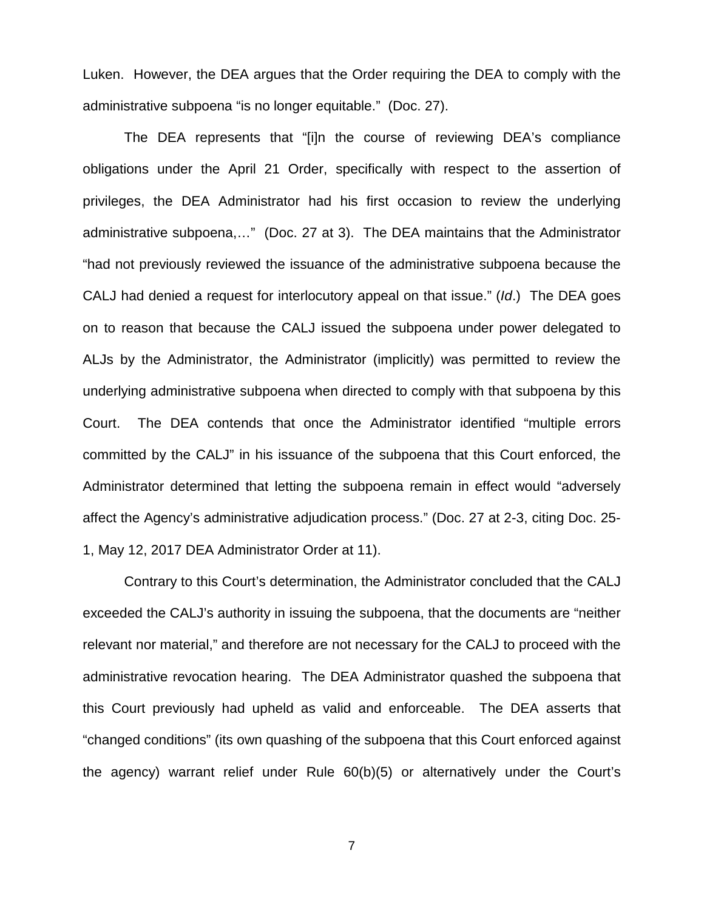Luken. However, the DEA argues that the Order requiring the DEA to comply with the administrative subpoena "is no longer equitable." (Doc. 27).

The DEA represents that "[i]n the course of reviewing DEA's compliance obligations under the April 21 Order, specifically with respect to the assertion of privileges, the DEA Administrator had his first occasion to review the underlying administrative subpoena,…" (Doc. 27 at 3). The DEA maintains that the Administrator "had not previously reviewed the issuance of the administrative subpoena because the CALJ had denied a request for interlocutory appeal on that issue." (*Id*.) The DEA goes on to reason that because the CALJ issued the subpoena under power delegated to ALJs by the Administrator, the Administrator (implicitly) was permitted to review the underlying administrative subpoena when directed to comply with that subpoena by this Court. The DEA contends that once the Administrator identified "multiple errors committed by the CALJ" in his issuance of the subpoena that this Court enforced, the Administrator determined that letting the subpoena remain in effect would "adversely affect the Agency's administrative adjudication process." (Doc. 27 at 2-3, citing Doc. 25-1, May 12, 2017 DEA Administrator Order at 11).

Contrary to this Court's determination, the Administrator concluded that the CALJ exceeded the CALJ's authority in issuing the subpoena, that the documents are "neither relevant nor material," and therefore are not necessary for the CALJ to proceed with the administrative revocation hearing. The DEA Administrator quashed the subpoena that this Court previously had upheld as valid and enforceable. The DEA asserts that "changed conditions" (its own quashing of the subpoena that this Court enforced against the agency) warrant relief under Rule 60(b)(5) or alternatively under the Court's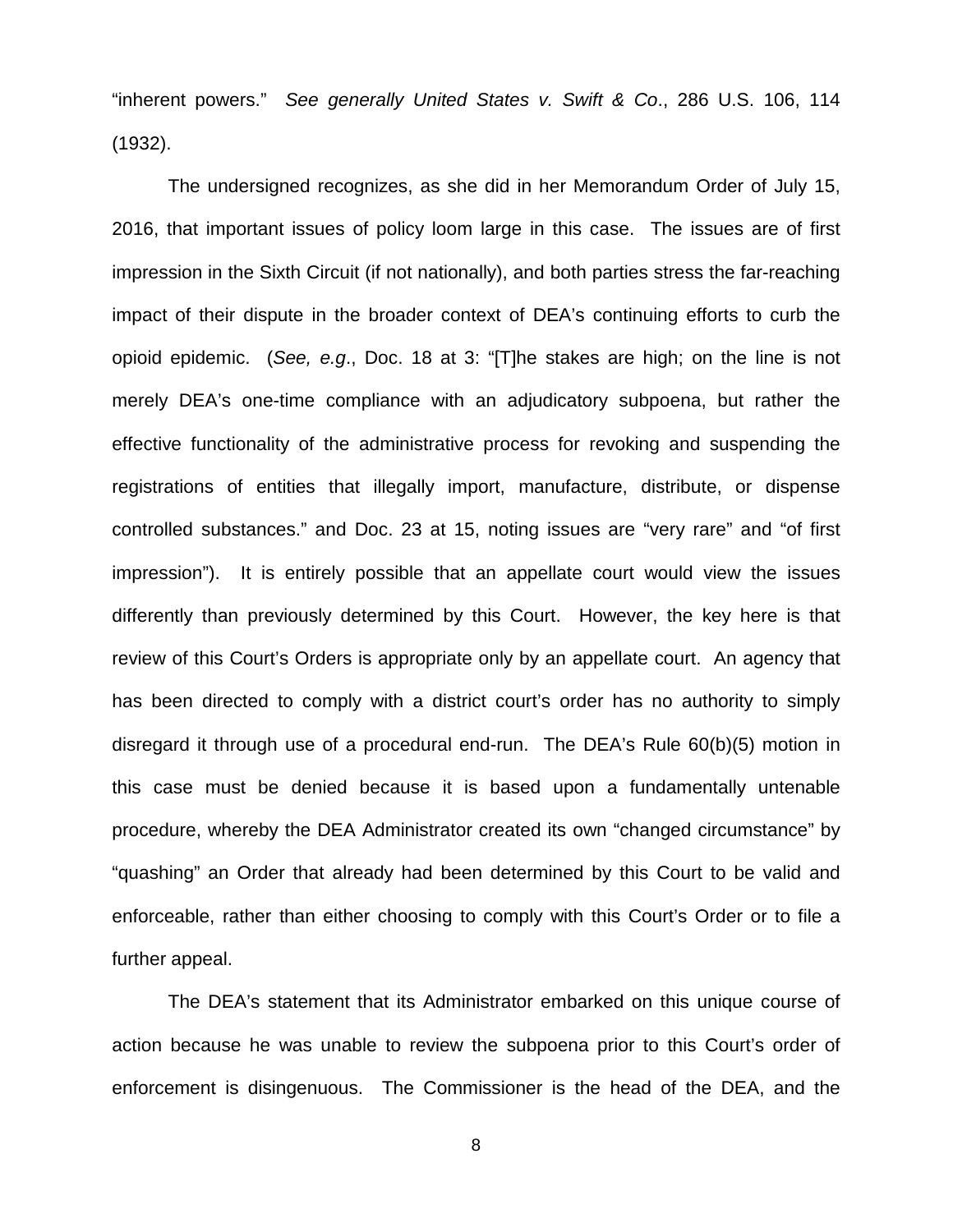"inherent powers." *See generally United States v. Swift & Co*., 286 U.S. 106, 114 (1932).

The undersigned recognizes, as she did in her Memorandum Order of July 15, 2016, that important issues of policy loom large in this case. The issues are of first impression in the Sixth Circuit (if not nationally), and both parties stress the far-reaching impact of their dispute in the broader context of DEA's continuing efforts to curb the opioid epidemic. (*See, e.g*., Doc. 18 at 3: "[T]he stakes are high; on the line is not merely DEA's one-time compliance with an adjudicatory subpoena, but rather the effective functionality of the administrative process for revoking and suspending the registrations of entities that illegally import, manufacture, distribute, or dispense controlled substances." and Doc. 23 at 15, noting issues are "very rare" and "of first impression"). It is entirely possible that an appellate court would view the issues differently than previously determined by this Court. However, the key here is that review of this Court's Orders is appropriate only by an appellate court. An agency that has been directed to comply with a district court's order has no authority to simply disregard it through use of a procedural end-run. The DEA's Rule 60(b)(5) motion in this case must be denied because it is based upon a fundamentally untenable procedure, whereby the DEA Administrator created its own "changed circumstance" by "quashing" an Order that already had been determined by this Court to be valid and enforceable, rather than either choosing to comply with this Court's Order or to file a further appeal.

The DEA's statement that its Administrator embarked on this unique course of action because he was unable to review the subpoena prior to this Court's order of enforcement is disingenuous. The Commissioner is the head of the DEA, and the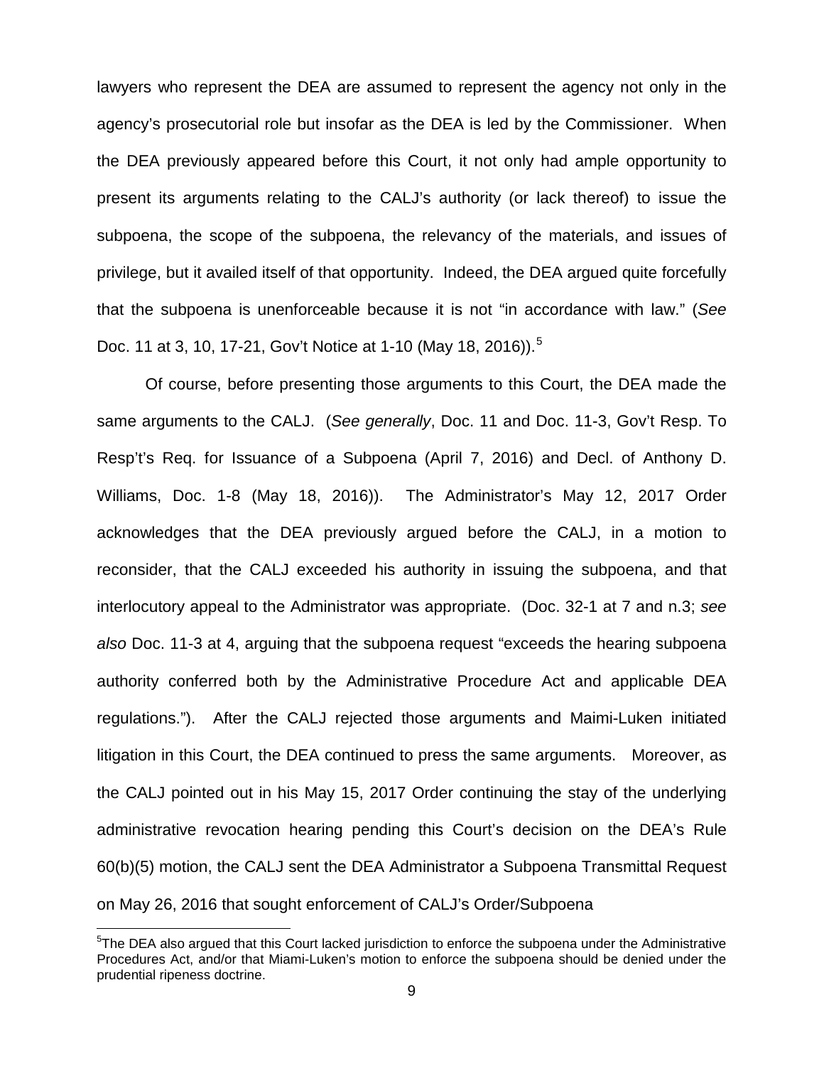lawyers who represent the DEA are assumed to represent the agency not only in the agency's prosecutorial role but insofar as the DEA is led by the Commissioner. When the DEA previously appeared before this Court, it not only had ample opportunity to present its arguments relating to the CALJ's authority (or lack thereof) to issue the subpoena, the scope of the subpoena, the relevancy of the materials, and issues of privilege, but it availed itself of that opportunity. Indeed, the DEA argued quite forcefully that the subpoena is unenforceable because it is not "in accordance with law." (*See* Doc. 11 at 3, 10, 17-21, Gov't Notice at 1-10 (May 18, 2016)).[5]

Of course, before presenting those arguments to this Court, the DEA made the same arguments to the CALJ. (*See generally*, Doc. 11 and Doc. 11-3, Gov't Resp. To Resp't's Req. for Issuance of a Subpoena (April 7, 2016) and Decl. of Anthony D. Williams, Doc. 1-8 (May 18, 2016)). The Administrator's May 12, 2017 Order acknowledges that the DEA previously argued before the CALJ, in a motion to reconsider, that the CALJ exceeded his authority in issuing the subpoena, and that interlocutory appeal to the Administrator was appropriate. (Doc. 32-1 at 7 and n.3; *see also* Doc. 11-3 at 4, arguing that the subpoena request "exceeds the hearing subpoena authority conferred both by the Administrative Procedure Act and applicable DEA regulations."). After the CALJ rejected those arguments and Maimi-Luken initiated litigation in this Court, the DEA continued to press the same arguments. Moreover, as the CALJ pointed out in his May 15, 2017 Order continuing the stay of the underlying administrative revocation hearing pending this Court's decision on the DEA's Rule 60(b)(5) motion, the CALJ sent the DEA Administrator a Subpoena Transmittal Request on May 26, 2016 that sought enforcement of CALJ's Order/Subpoena

[5]The DEA also argued that this Court lacked jurisdiction to enforce the subpoena under the Administrative Procedures Act, and/or that Miami-Luken's motion to enforce the subpoena should be denied under the prudential ripeness doctrine.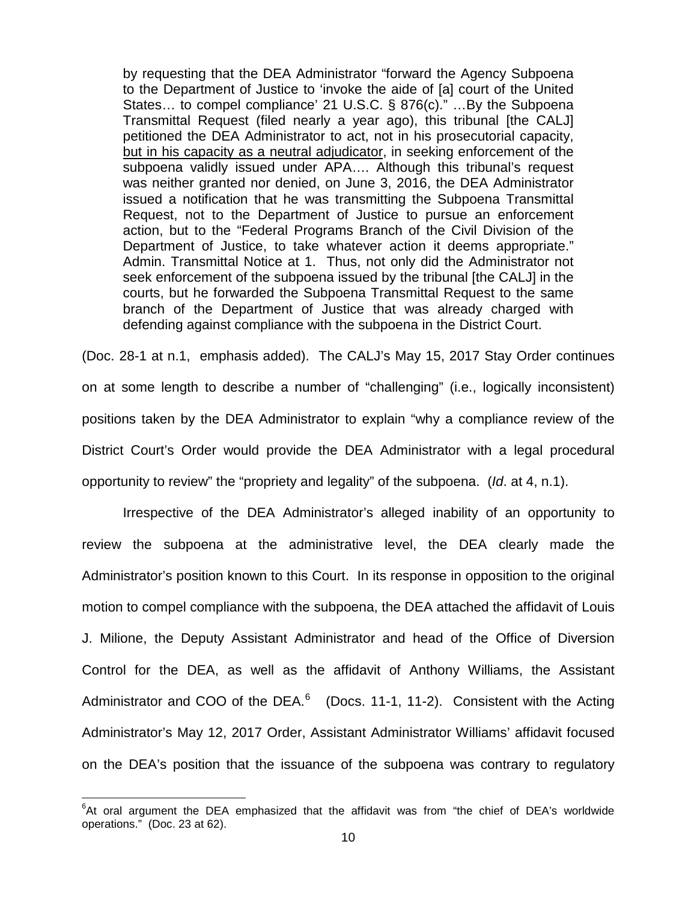> by requesting that the DEA Administrator "forward the Agency Subpoena to the Department of Justice to 'invoke the aide of [a] court of the United States… to compel compliance' 21 U.S.C. § 876(c)." …By the Subpoena Transmittal Request (filed nearly a year ago), this tribunal [the CALJ] petitioned the DEA Administrator to act, not in his prosecutorial capacity, <u>but in his capacity as a neutral adjudicator</u>, in seeking enforcement of the subpoena validly issued under APA…. Although this tribunal's request was neither granted nor denied, on June 3, 2016, the DEA Administrator issued a notification that he was transmitting the Subpoena Transmittal Request, not to the Department of Justice to pursue an enforcement action, but to the "Federal Programs Branch of the Civil Division of the Department of Justice, to take whatever action it deems appropriate." Admin. Transmittal Notice at 1. Thus, not only did the Administrator not seek enforcement of the subpoena issued by the tribunal [the CALJ] in the courts, but he forwarded the Subpoena Transmittal Request to the same branch of the Department of Justice that was already charged with defending against compliance with the subpoena in the District Court.

(Doc. 28-1 at n.1, emphasis added). The CALJ's May 15, 2017 Stay Order continues on at some length to describe a number of "challenging" (i.e., logically inconsistent) positions taken by the DEA Administrator to explain "why a compliance review of the District Court's Order would provide the DEA Administrator with a legal procedural opportunity to review" the "propriety and legality" of the subpoena. (*Id*. at 4, n.1).

Irrespective of the DEA Administrator's alleged inability of an opportunity to review the subpoena at the administrative level, the DEA clearly made the Administrator's position known to this Court. In its response in opposition to the original motion to compel compliance with the subpoena, the DEA attached the affidavit of Louis J. Milione, the Deputy Assistant Administrator and head of the Office of Diversion Control for the DEA, as well as the affidavit of Anthony Williams, the Assistant Administrator and COO of the DEA.[6] (Docs. 11-1, 11-2). Consistent with the Acting Administrator's May 12, 2017 Order, Assistant Administrator Williams' affidavit focused on the DEA's position that the issuance of the subpoena was contrary to regulatory

[6] At oral argument the DEA emphasized that the affidavit was from "the chief of DEA's worldwide operations." (Doc. 23 at 62).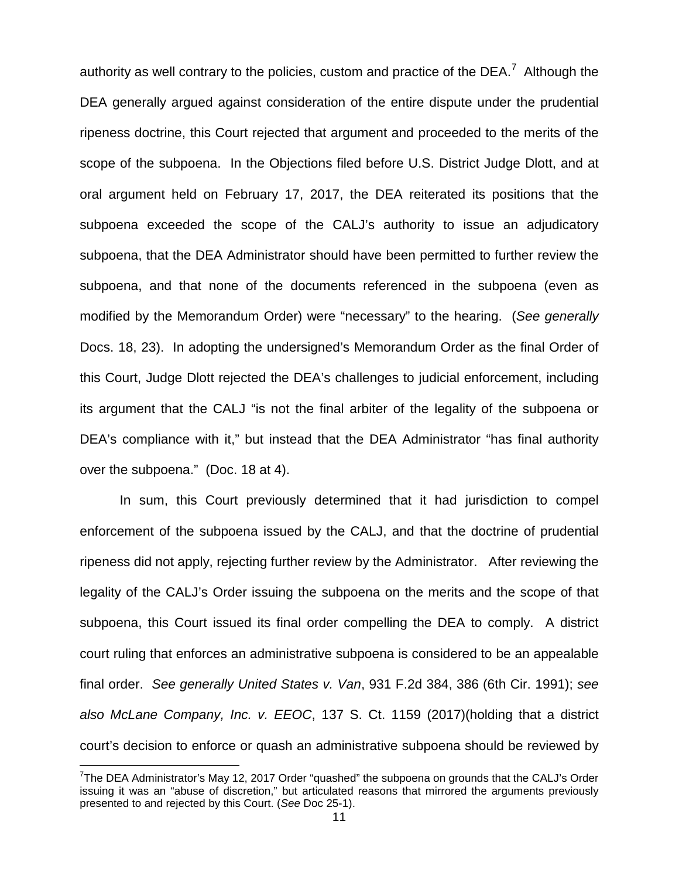authority as well contrary to the policies, custom and practice of the DEA.[7] Although the DEA generally argued against consideration of the entire dispute under the prudential ripeness doctrine, this Court rejected that argument and proceeded to the merits of the scope of the subpoena. In the Objections filed before U.S. District Judge Dlott, and at oral argument held on February 17, 2017, the DEA reiterated its positions that the subpoena exceeded the scope of the CALJ's authority to issue an adjudicatory subpoena, that the DEA Administrator should have been permitted to further review the subpoena, and that none of the documents referenced in the subpoena (even as modified by the Memorandum Order) were "necessary" to the hearing. (*See generally* Docs. 18, 23). In adopting the undersigned's Memorandum Order as the final Order of this Court, Judge Dlott rejected the DEA's challenges to judicial enforcement, including its argument that the CALJ "is not the final arbiter of the legality of the subpoena or DEA's compliance with it," but instead that the DEA Administrator "has final authority over the subpoena." (Doc. 18 at 4).

In sum, this Court previously determined that it had jurisdiction to compel enforcement of the subpoena issued by the CALJ, and that the doctrine of prudential ripeness did not apply, rejecting further review by the Administrator. After reviewing the legality of the CALJ's Order issuing the subpoena on the merits and the scope of that subpoena, this Court issued its final order compelling the DEA to comply. A district court ruling that enforces an administrative subpoena is considered to be an appealable final order. *See generally United States v. Van*, 931 F.2d 384, 386 (6th Cir. 1991); *see also McLane Company, Inc. v. EEOC*, 137 S. Ct. 1159 (2017)(holding that a district court's decision to enforce or quash an administrative subpoena should be reviewed by

[7]The DEA Administrator's May 12, 2017 Order "quashed" the subpoena on grounds that the CALJ's Order issuing it was an "abuse of discretion," but articulated reasons that mirrored the arguments previously presented to and rejected by this Court. (*See* Doc 25-1).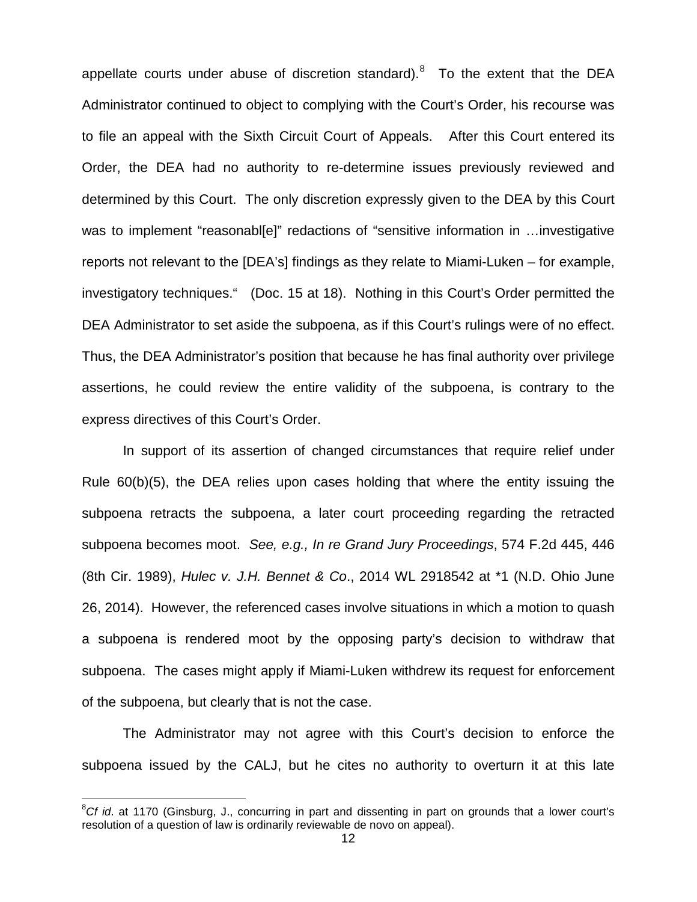appellate courts under abuse of discretion standard).[8] To the extent that the DEA Administrator continued to object to complying with the Court's Order, his recourse was to file an appeal with the Sixth Circuit Court of Appeals. After this Court entered its Order, the DEA had no authority to re-determine issues previously reviewed and determined by this Court. The only discretion expressly given to the DEA by this Court was to implement "reasonabl[e]" redactions of "sensitive information in …investigative reports not relevant to the [DEA's] findings as they relate to Miami-Luken – for example, investigatory techniques." (Doc. 15 at 18). Nothing in this Court's Order permitted the DEA Administrator to set aside the subpoena, as if this Court's rulings were of no effect. Thus, the DEA Administrator's position that because he has final authority over privilege assertions, he could review the entire validity of the subpoena, is contrary to the express directives of this Court's Order.

In support of its assertion of changed circumstances that require relief under Rule 60(b)(5), the DEA relies upon cases holding that where the entity issuing the subpoena retracts the subpoena, a later court proceeding regarding the retracted subpoena becomes moot. *See, e.g., In re Grand Jury Proceedings*, 574 F.2d 445, 446 (8th Cir. 1989), *Hulec v. J.H. Bennet & Co*., 2014 WL 2918542 at *1 (N.D. Ohio June 26, 2014). However, the referenced cases involve situations in which a motion to quash a subpoena is rendered moot by the opposing party's decision to withdraw that subpoena. The cases might apply if Miami-Luken withdrew its request for enforcement of the subpoena, but clearly that is not the case.

The Administrator may not agree with this Court's decision to enforce the subpoena issued by the CALJ, but he cites no authority to overturn it at this late

---

[8] *Cf id*. at 1170 (Ginsburg, J., concurring in part and dissenting in part on grounds that a lower court's resolution of a question of law is ordinarily reviewable de novo on appeal).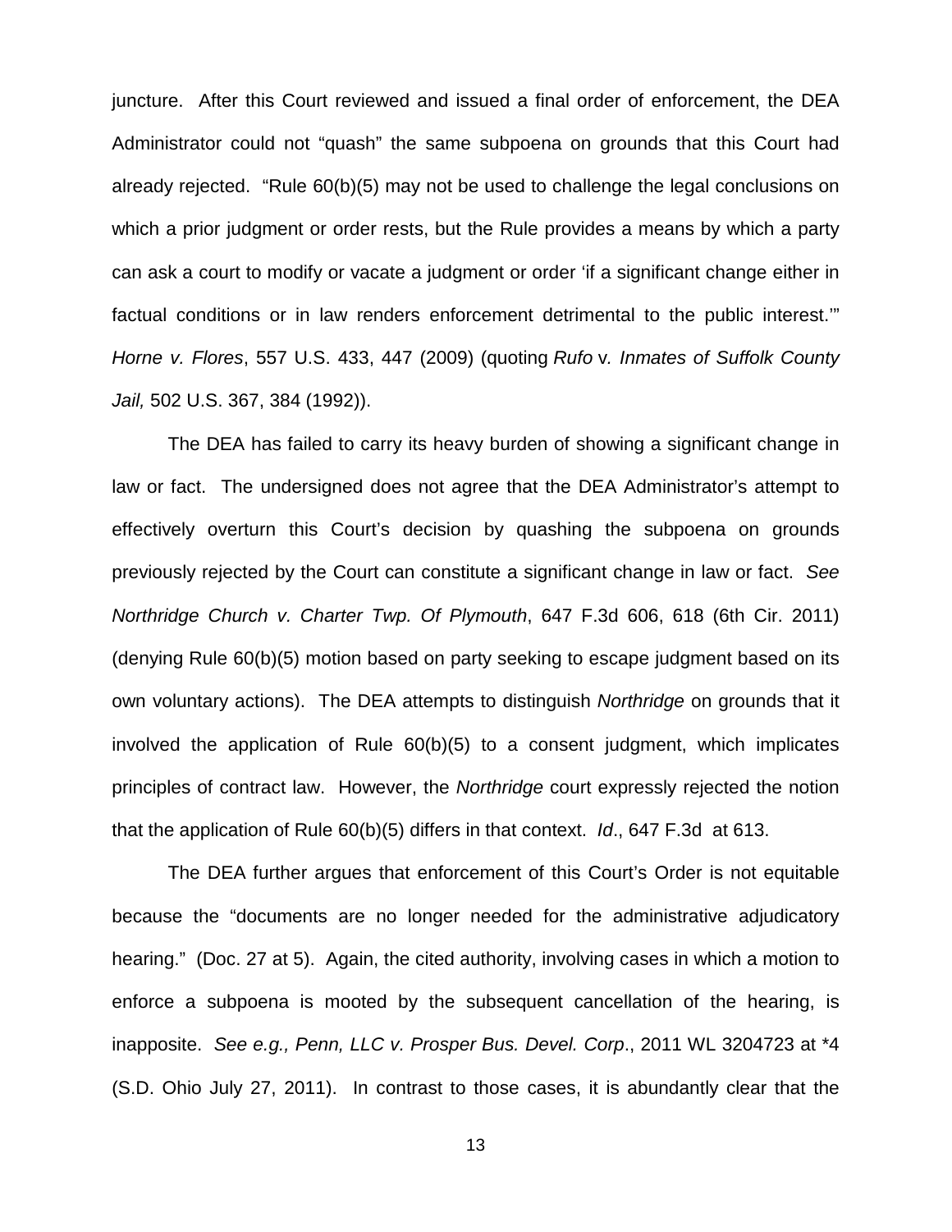juncture. After this Court reviewed and issued a final order of enforcement, the DEA Administrator could not "quash" the same subpoena on grounds that this Court had already rejected. "Rule 60(b)(5) may not be used to challenge the legal conclusions on which a prior judgment or order rests, but the Rule provides a means by which a party can ask a court to modify or vacate a judgment or order 'if a significant change either in factual conditions or in law renders enforcement detrimental to the public interest.'" *Horne v. Flores*, 557 U.S. 433, 447 (2009) (quoting *Rufo* v*. Inmates of Suffolk County Jail,* 502 U.S. 367, 384 (1992)).

The DEA has failed to carry its heavy burden of showing a significant change in law or fact. The undersigned does not agree that the DEA Administrator's attempt to effectively overturn this Court's decision by quashing the subpoena on grounds previously rejected by the Court can constitute a significant change in law or fact. *See Northridge Church v. Charter Twp. Of Plymouth*, 647 F.3d 606, 618 (6th Cir. 2011) (denying Rule 60(b)(5) motion based on party seeking to escape judgment based on its own voluntary actions). The DEA attempts to distinguish *Northridge* on grounds that it involved the application of Rule 60(b)(5) to a consent judgment, which implicates principles of contract law. However, the *Northridge* court expressly rejected the notion that the application of Rule 60(b)(5) differs in that context. *Id*., 647 F.3d at 613.

The DEA further argues that enforcement of this Court's Order is not equitable because the "documents are no longer needed for the administrative adjudicatory hearing." (Doc. 27 at 5). Again, the cited authority, involving cases in which a motion to enforce a subpoena is mooted by the subsequent cancellation of the hearing, is inapposite. *See e.g., Penn, LLC v. Prosper Bus. Devel. Corp*., 2011 WL 3204723 at \*4 (S.D. Ohio July 27, 2011). In contrast to those cases, it is abundantly clear that the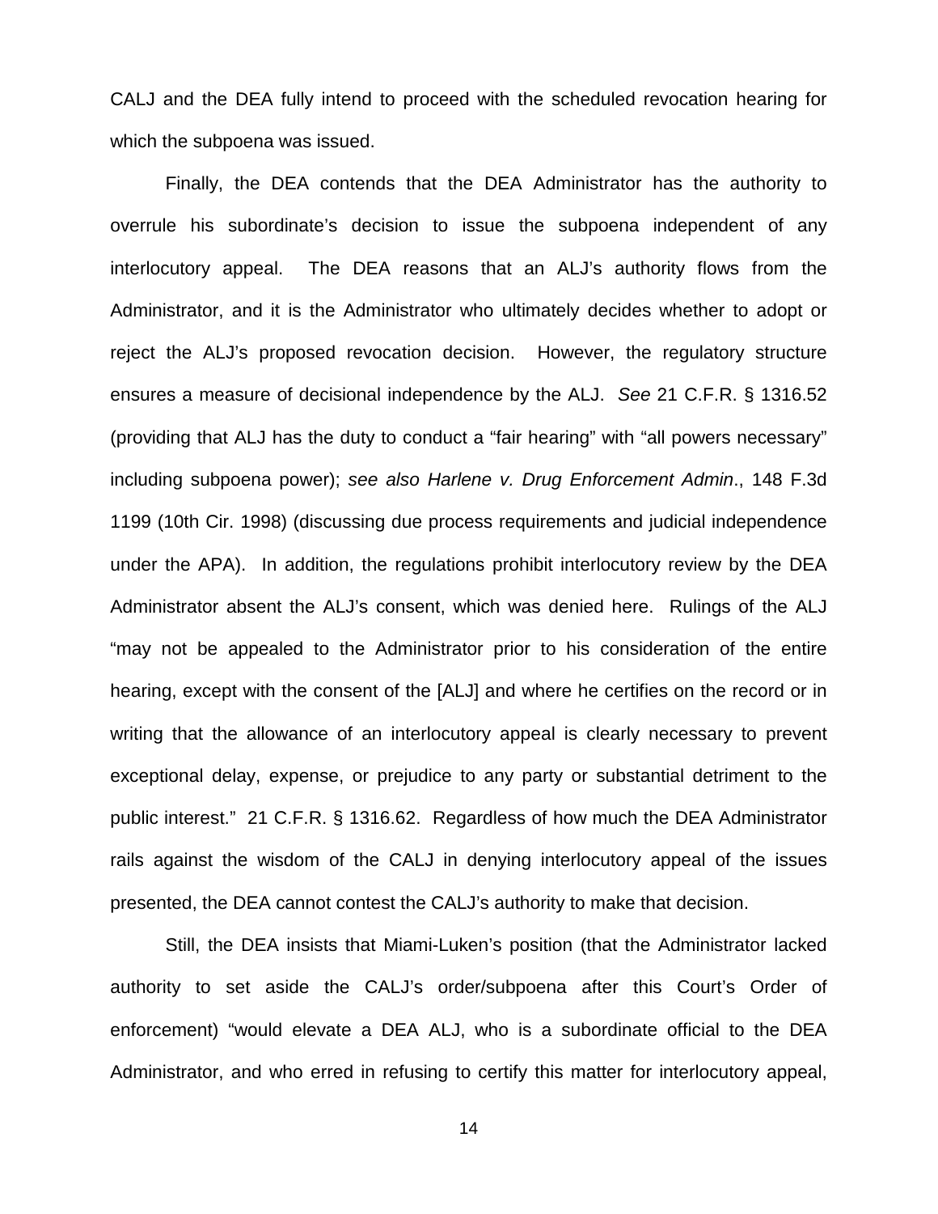CALJ and the DEA fully intend to proceed with the scheduled revocation hearing for which the subpoena was issued.

Finally, the DEA contends that the DEA Administrator has the authority to overrule his subordinate's decision to issue the subpoena independent of any interlocutory appeal. The DEA reasons that an ALJ's authority flows from the Administrator, and it is the Administrator who ultimately decides whether to adopt or reject the ALJ's proposed revocation decision. However, the regulatory structure ensures a measure of decisional independence by the ALJ. *See* 21 C.F.R. § 1316.52 (providing that ALJ has the duty to conduct a "fair hearing" with "all powers necessary" including subpoena power); *see also Harlene v. Drug Enforcement Admin*., 148 F.3d 1199 (10th Cir. 1998) (discussing due process requirements and judicial independence under the APA). In addition, the regulations prohibit interlocutory review by the DEA Administrator absent the ALJ's consent, which was denied here. Rulings of the ALJ "may not be appealed to the Administrator prior to his consideration of the entire hearing, except with the consent of the [ALJ] and where he certifies on the record or in writing that the allowance of an interlocutory appeal is clearly necessary to prevent exceptional delay, expense, or prejudice to any party or substantial detriment to the public interest." 21 C.F.R. § 1316.62. Regardless of how much the DEA Administrator rails against the wisdom of the CALJ in denying interlocutory appeal of the issues presented, the DEA cannot contest the CALJ's authority to make that decision.

Still, the DEA insists that Miami-Luken's position (that the Administrator lacked authority to set aside the CALJ's order/subpoena after this Court's Order of enforcement) "would elevate a DEA ALJ, who is a subordinate official to the DEA Administrator, and who erred in refusing to certify this matter for interlocutory appeal,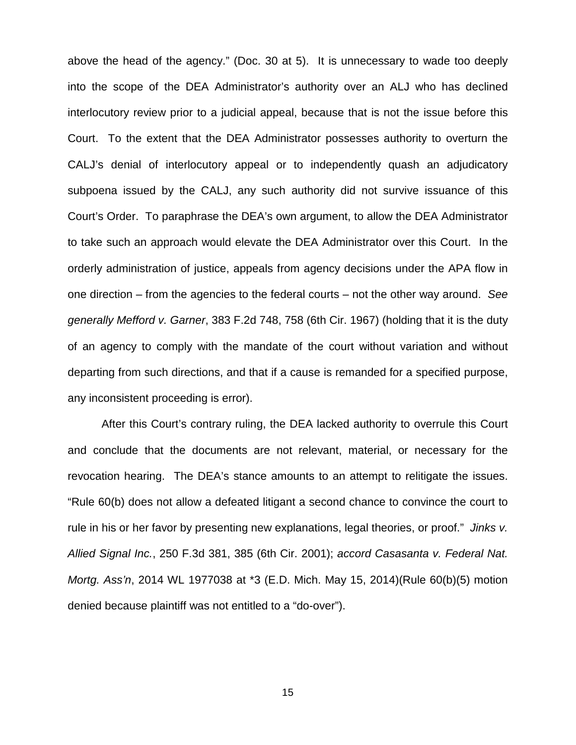above the head of the agency." (Doc. 30 at 5). It is unnecessary to wade too deeply into the scope of the DEA Administrator's authority over an ALJ who has declined interlocutory review prior to a judicial appeal, because that is not the issue before this Court. To the extent that the DEA Administrator possesses authority to overturn the CALJ's denial of interlocutory appeal or to independently quash an adjudicatory subpoena issued by the CALJ, any such authority did not survive issuance of this Court's Order. To paraphrase the DEA's own argument, to allow the DEA Administrator to take such an approach would elevate the DEA Administrator over this Court. In the orderly administration of justice, appeals from agency decisions under the APA flow in one direction – from the agencies to the federal courts – not the other way around. *See generally Mefford v. Garner*, 383 F.2d 748, 758 (6th Cir. 1967) (holding that it is the duty of an agency to comply with the mandate of the court without variation and without departing from such directions, and that if a cause is remanded for a specified purpose, any inconsistent proceeding is error).

After this Court's contrary ruling, the DEA lacked authority to overrule this Court and conclude that the documents are not relevant, material, or necessary for the revocation hearing. The DEA's stance amounts to an attempt to relitigate the issues. "Rule 60(b) does not allow a defeated litigant a second chance to convince the court to rule in his or her favor by presenting new explanations, legal theories, or proof." *Jinks v. Allied Signal Inc.*, 250 F.3d 381, 385 (6th Cir. 2001); *accord Casasanta v. Federal Nat. Mortg. Ass'n*, 2014 WL 1977038 at *3 (E.D. Mich. May 15, 2014)(Rule 60(b)(5) motion denied because plaintiff was not entitled to a "do-over").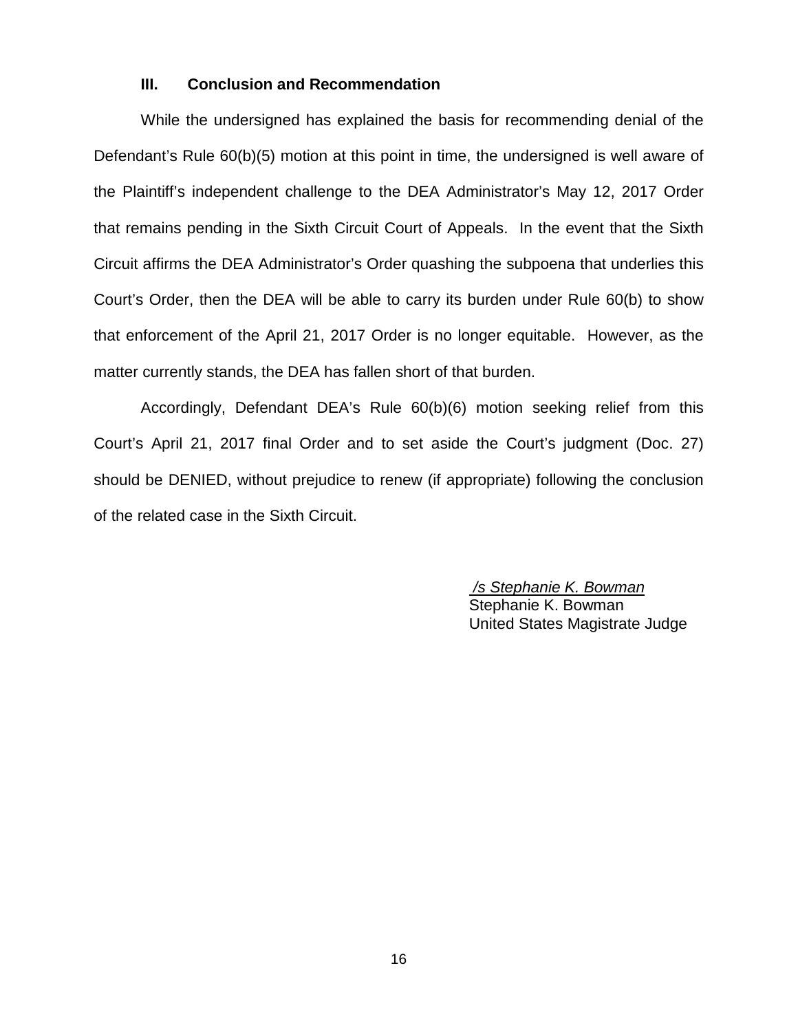### III. Conclusion and Recommendation

While the undersigned has explained the basis for recommending denial of the Defendant's Rule 60(b)(5) motion at this point in time, the undersigned is well aware of the Plaintiff's independent challenge to the DEA Administrator's May 12, 2017 Order that remains pending in the Sixth Circuit Court of Appeals. In the event that the Sixth Circuit affirms the DEA Administrator's Order quashing the subpoena that underlies this Court's Order, then the DEA will be able to carry its burden under Rule 60(b) to show that enforcement of the April 21, 2017 Order is no longer equitable. However, as the matter currently stands, the DEA has fallen short of that burden.

Accordingly, Defendant DEA's Rule 60(b)(6) motion seeking relief from this Court's April 21, 2017 final Order and to set aside the Court's judgment (Doc. 27) should be DENIED, without prejudice to renew (if appropriate) following the conclusion of the related case in the Sixth Circuit.

*/s Stephanie K. Bowman*
Stephanie K. Bowman
United States Magistrate Judge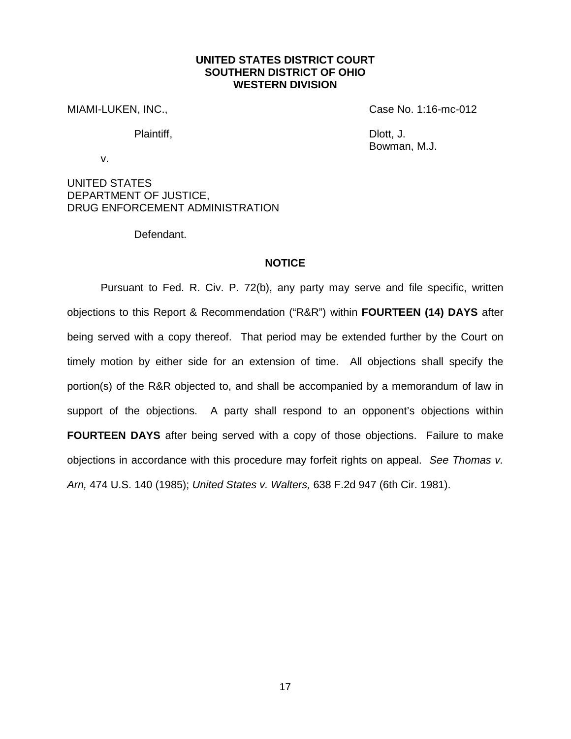**UNITED STATES DISTRICT COURT**
**SOUTHERN DISTRICT OF OHIO**
**WESTERN DIVISION**

MIAMI-LUKEN, INC., Case No. 1:16-mc-012

Plaintiff, Dlott, J.
Bowman, M.J.

v.

UNITED STATES
DEPARTMENT OF JUSTICE,
DRUG ENFORCEMENT ADMINISTRATION

Defendant.

**NOTICE**

Pursuant to Fed. R. Civ. P. 72(b), any party may serve and file specific, written objections to this Report & Recommendation ("R&R") within **FOURTEEN (14) DAYS** after being served with a copy thereof. That period may be extended further by the Court on timely motion by either side for an extension of time. All objections shall specify the portion(s) of the R&R objected to, and shall be accompanied by a memorandum of law in support of the objections. A party shall respond to an opponent's objections within **FOURTEEN DAYS** after being served with a copy of those objections. Failure to make objections in accordance with this procedure may forfeit rights on appeal. *See Thomas v. Arn,* 474 U.S. 140 (1985); *United States v. Walters,* 638 F.2d 947 (6th Cir. 1981).